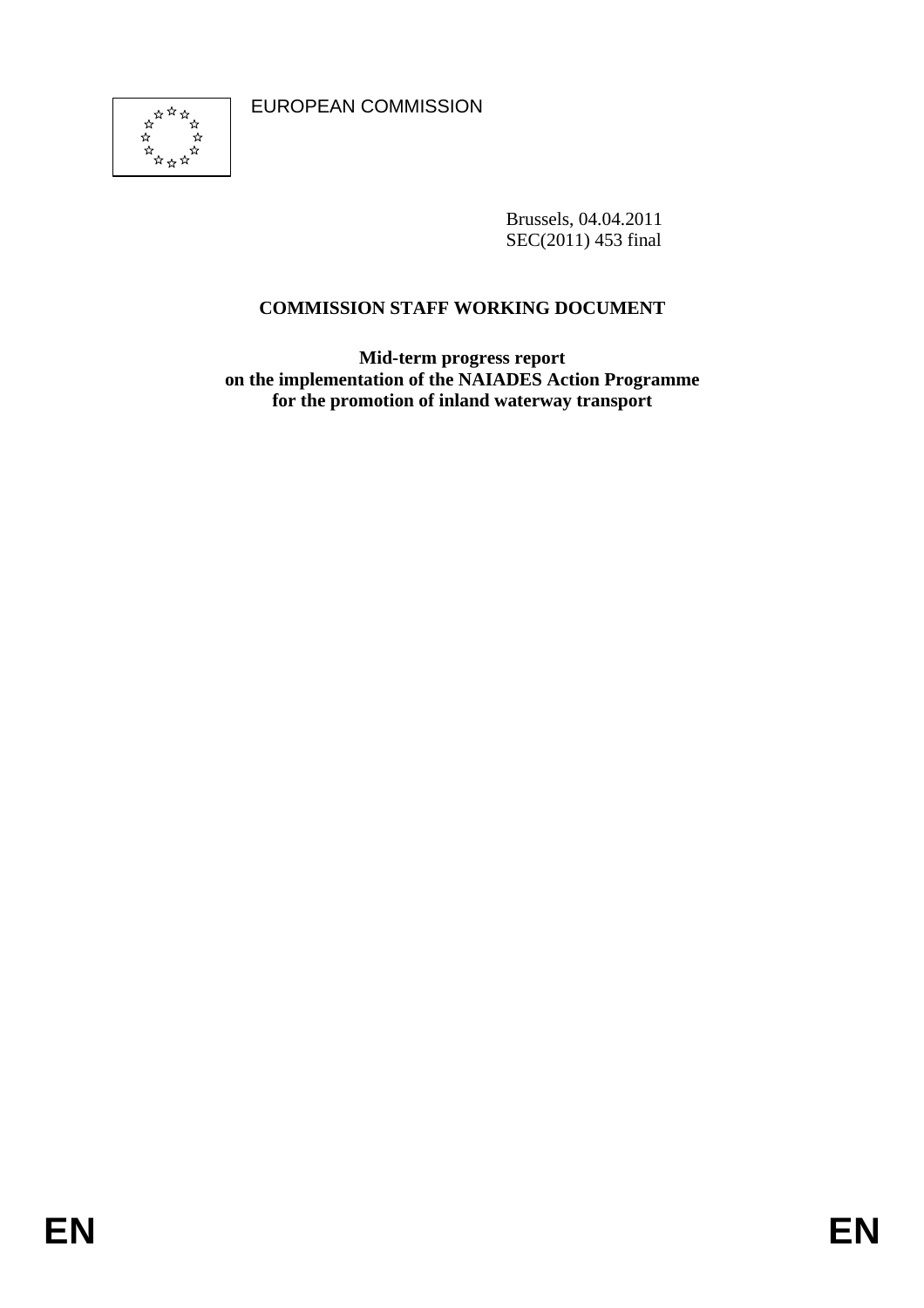EUROPEAN COMMISSION

Brussels, 04.04.2011
SEC(2011) 453 final

**COMMISSION STAFF WORKING DOCUMENT**

**Mid-term progress report
on the implementation of the NAIADES Action Programme
for the promotion of inland waterway transport**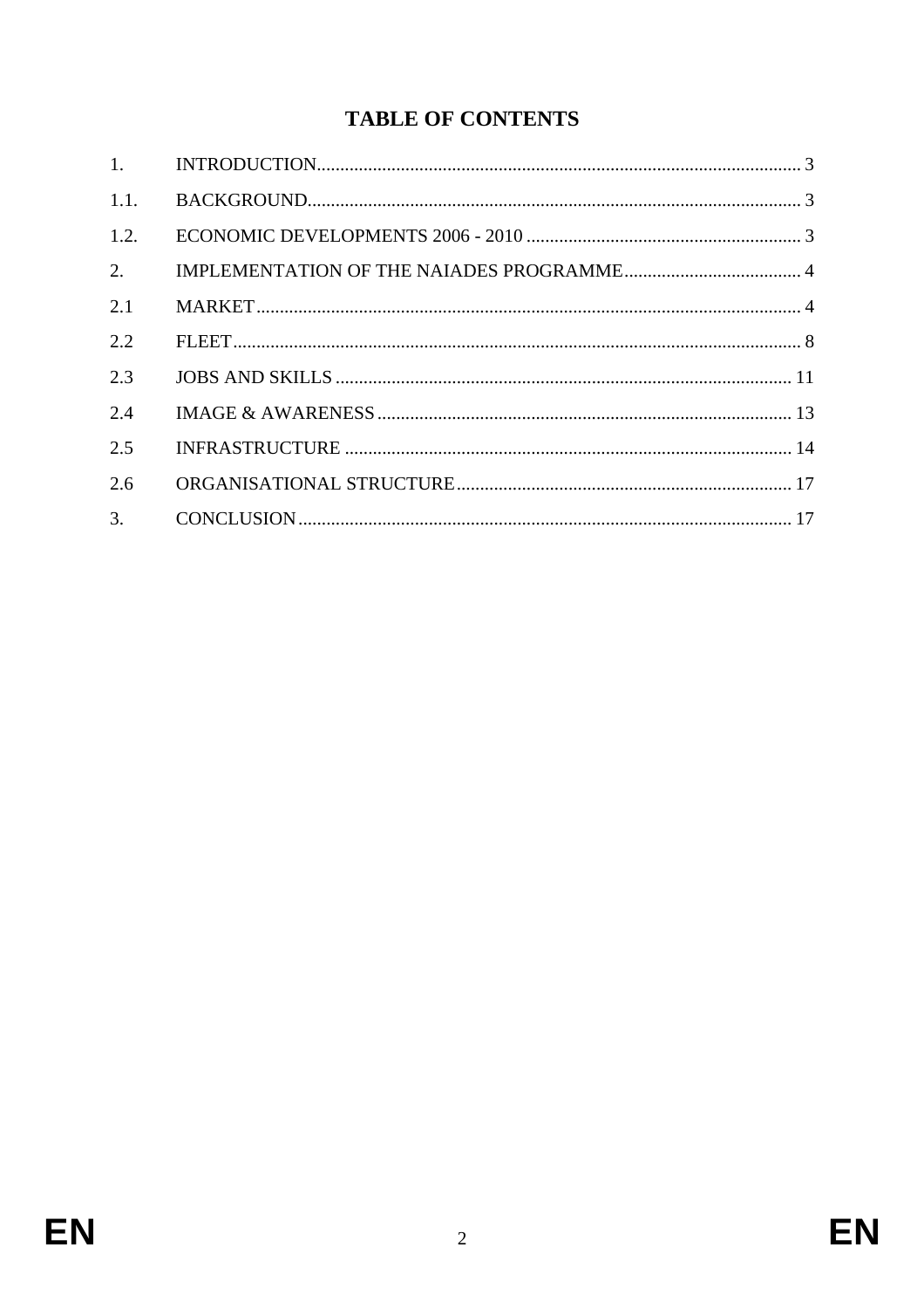# TABLE OF CONTENTS

| | | |
|---|---|---|
| 1. | INTRODUCTION | 3 |
| 1.1. | BACKGROUND | 3 |
| 1.2. | ECONOMIC DEVELOPMENTS 2006 - 2010 | 3 |
| 2. | IMPLEMENTATION OF THE NAIADES PROGRAMME | 4 |
| 2.1 | MARKET | 4 |
| 2.2 | FLEET | 8 |
| 2.3 | JOBS AND SKILLS | 11 |
| 2.4 | IMAGE & AWARENESS | 13 |
| 2.5 | INFRASTRUCTURE | 14 |
| 2.6 | ORGANISATIONAL STRUCTURE | 17 |
| 3. | CONCLUSION | 17 |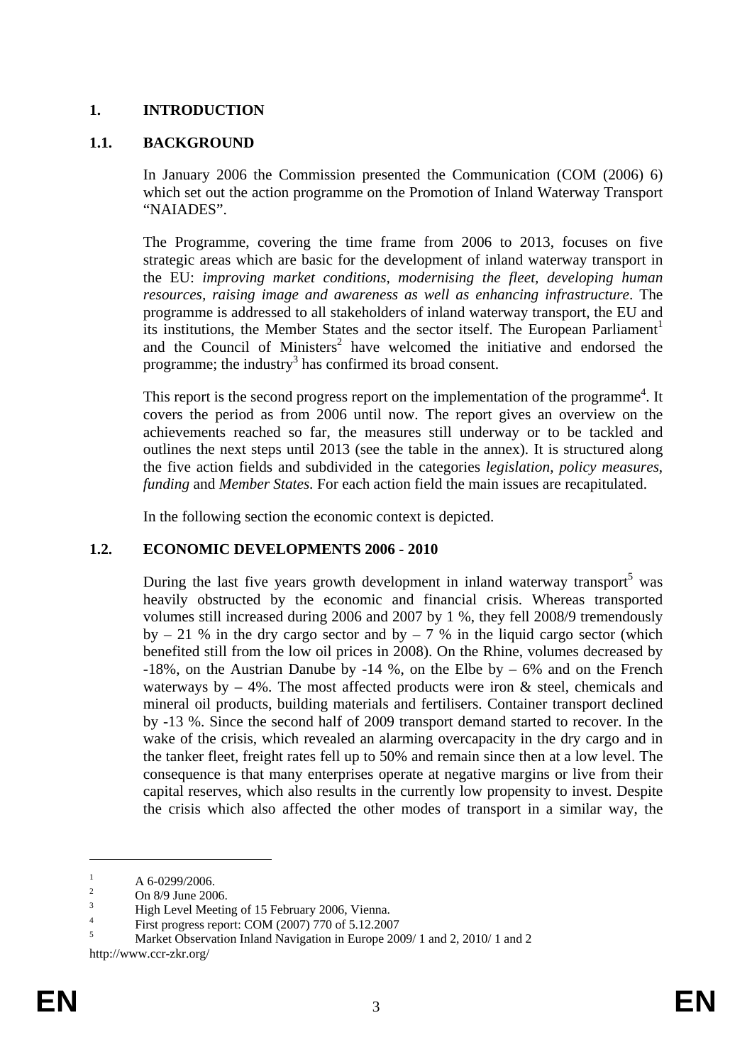# 1. INTRODUCTION

## 1.1. BACKGROUND

In January 2006 the Commission presented the Communication (COM (2006) 6) which set out the action programme on the Promotion of Inland Waterway Transport "NAIADES".

The Programme, covering the time frame from 2006 to 2013, focuses on five strategic areas which are basic for the development of inland waterway transport in the EU: *improving market conditions, modernising the fleet, developing human resources, raising image and awareness as well as enhancing infrastructure*. The programme is addressed to all stakeholders of inland waterway transport, the EU and its institutions, the Member States and the sector itself. The European Parliament[1] and the Council of Ministers[2] have welcomed the initiative and endorsed the programme; the industry[3] has confirmed its broad consent.

This report is the second progress report on the implementation of the programme[4]. It covers the period as from 2006 until now. The report gives an overview on the achievements reached so far, the measures still underway or to be tackled and outlines the next steps until 2013 (see the table in the annex). It is structured along the five action fields and subdivided in the categories *legislation*, *policy measures*, *funding* and *Member States*. For each action field the main issues are recapitulated.

In the following section the economic context is depicted.

## 1.2. ECONOMIC DEVELOPMENTS 2006 - 2010

During the last five years growth development in inland waterway transport[5] was heavily obstructed by the economic and financial crisis. Whereas transported volumes still increased during 2006 and 2007 by 1 %, they fell 2008/9 tremendously by – 21 % in the dry cargo sector and by – 7 % in the liquid cargo sector (which benefited still from the low oil prices in 2008). On the Rhine, volumes decreased by -18%, on the Austrian Danube by -14 %, on the Elbe by – 6% and on the French waterways by – 4%. The most affected products were iron & steel, chemicals and mineral oil products, building materials and fertilisers. Container transport declined by -13 %. Since the second half of 2009 transport demand started to recover. In the wake of the crisis, which revealed an alarming overcapacity in the dry cargo and in the tanker fleet, freight rates fell up to 50% and remain since then at a low level. The consequence is that many enterprises operate at negative margins or live from their capital reserves, which also results in the currently low propensity to invest. Despite the crisis which also affected the other modes of transport in a similar way, the

---

[1] A 6-0299/2006.

[2] On 8/9 June 2006.

[3] High Level Meeting of 15 February 2006, Vienna.

[4] First progress report: COM (2007) 770 of 5.12.2007

[5] Market Observation Inland Navigation in Europe 2009/ 1 and 2, 2010/ 1 and 2 http://www.ccr-zkr.org/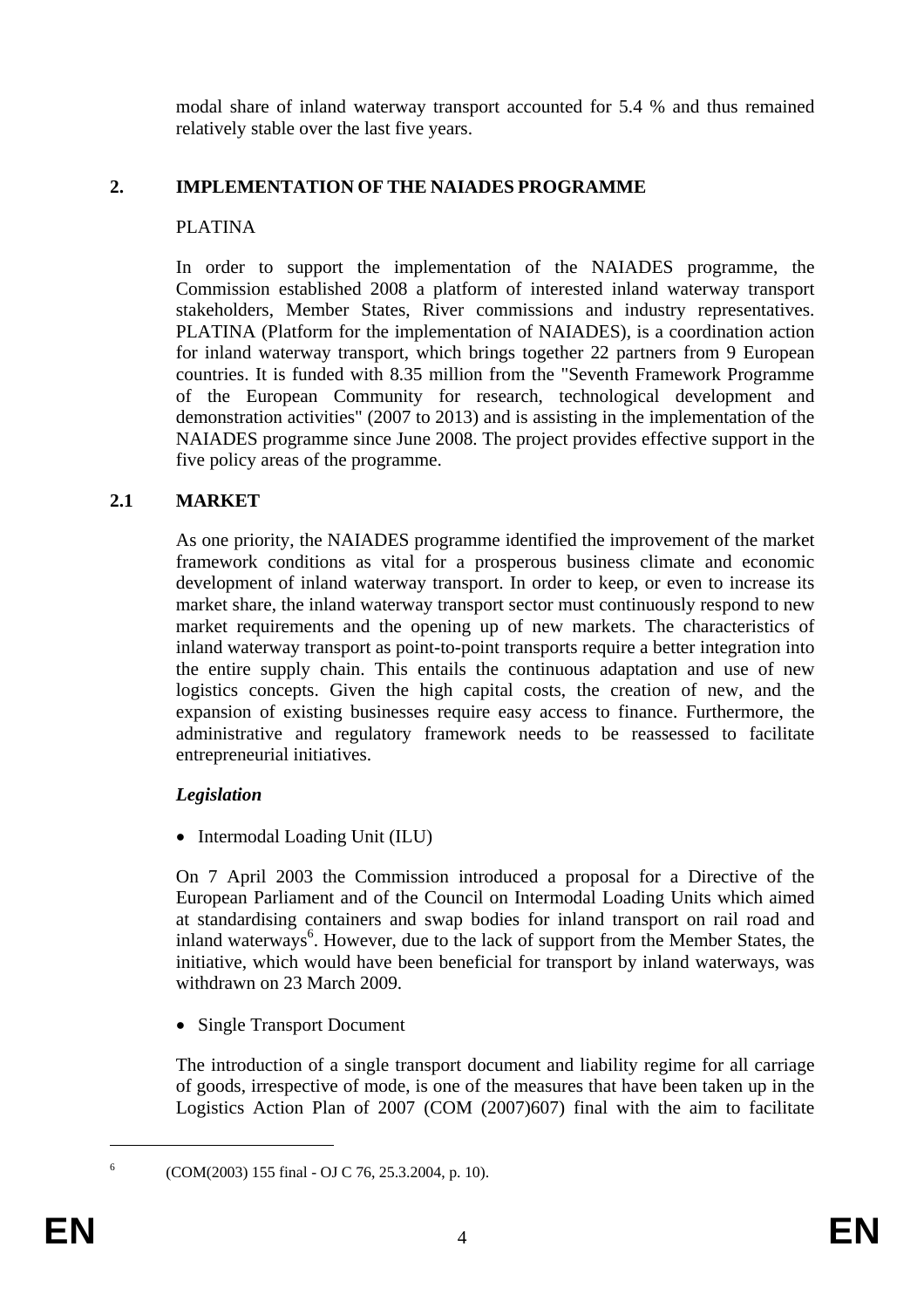modal share of inland waterway transport accounted for 5.4 % and thus remained relatively stable over the last five years.

## 2. IMPLEMENTATION OF THE NAIADES PROGRAMME

PLATINA

In order to support the implementation of the NAIADES programme, the Commission established 2008 a platform of interested inland waterway transport stakeholders, Member States, River commissions and industry representatives. PLATINA (Platform for the implementation of NAIADES), is a coordination action for inland waterway transport, which brings together 22 partners from 9 European countries. It is funded with 8.35 million from the "Seventh Framework Programme of the European Community for research, technological development and demonstration activities" (2007 to 2013) and is assisting in the implementation of the NAIADES programme since June 2008. The project provides effective support in the five policy areas of the programme.

### 2.1 MARKET

As one priority, the NAIADES programme identified the improvement of the market framework conditions as vital for a prosperous business climate and economic development of inland waterway transport. In order to keep, or even to increase its market share, the inland waterway transport sector must continuously respond to new market requirements and the opening up of new markets. The characteristics of inland waterway transport as point-to-point transports require a better integration into the entire supply chain. This entails the continuous adaptation and use of new logistics concepts. Given the high capital costs, the creation of new, and the expansion of existing businesses require easy access to finance. Furthermore, the administrative and regulatory framework needs to be reassessed to facilitate entrepreneurial initiatives.

***Legislation***

- Intermodal Loading Unit (ILU)

On 7 April 2003 the Commission introduced a proposal for a Directive of the European Parliament and of the Council on Intermodal Loading Units which aimed at standardising containers and swap bodies for inland transport on rail road and inland waterways[6]. However, due to the lack of support from the Member States, the initiative, which would have been beneficial for transport by inland waterways, was withdrawn on 23 March 2009.

- Single Transport Document

The introduction of a single transport document and liability regime for all carriage of goods, irrespective of mode, is one of the measures that have been taken up in the Logistics Action Plan of 2007 (COM (2007)607) final with the aim to facilitate

[6] (COM(2003) 155 final - OJ C 76, 25.3.2004, p. 10).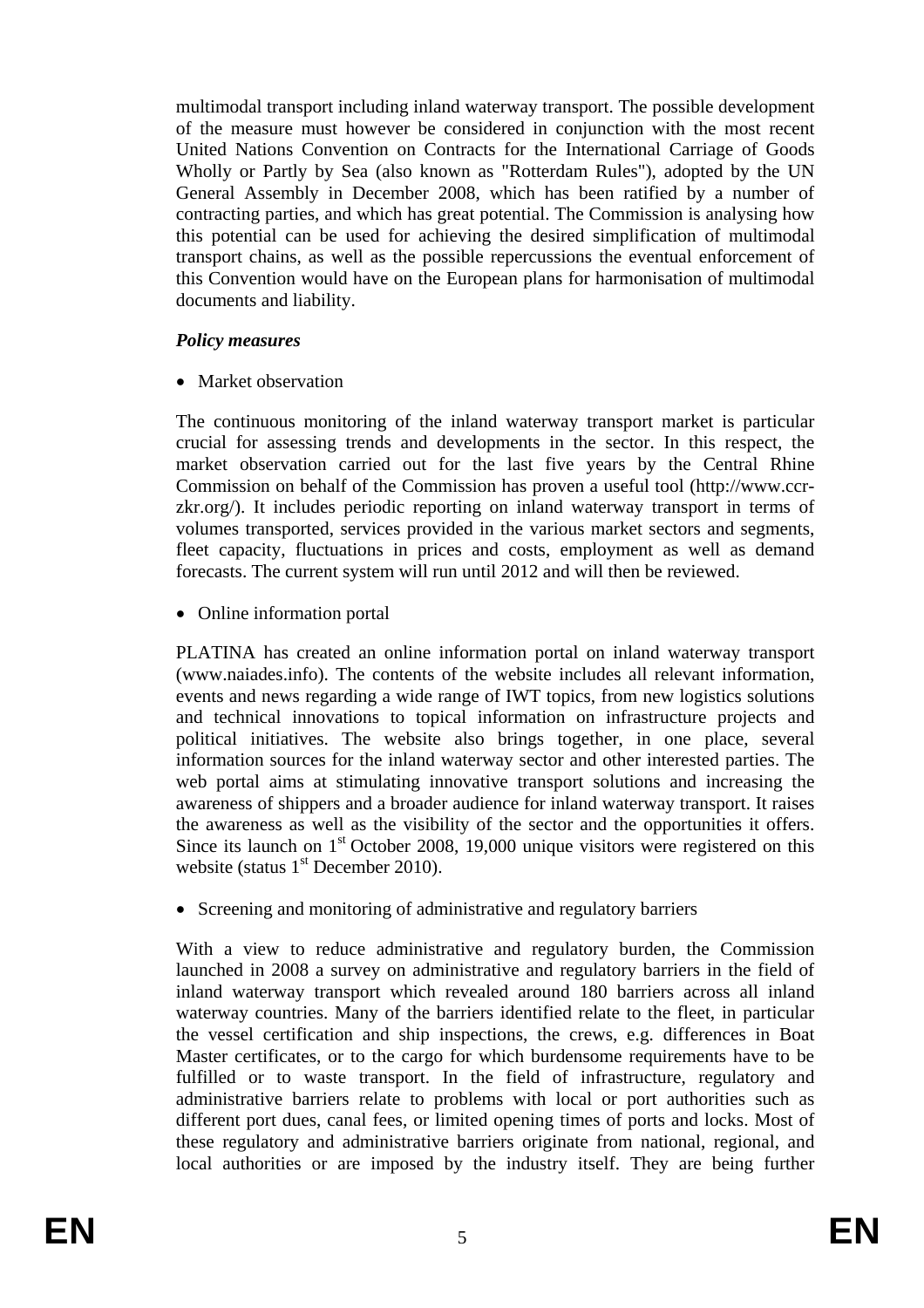multimodal transport including inland waterway transport. The possible development of the measure must however be considered in conjunction with the most recent United Nations Convention on Contracts for the International Carriage of Goods Wholly or Partly by Sea (also known as "Rotterdam Rules"), adopted by the UN General Assembly in December 2008, which has been ratified by a number of contracting parties, and which has great potential. The Commission is analysing how this potential can be used for achieving the desired simplification of multimodal transport chains, as well as the possible repercussions the eventual enforcement of this Convention would have on the European plans for harmonisation of multimodal documents and liability.

***Policy measures***

- Market observation

The continuous monitoring of the inland waterway transport market is particular crucial for assessing trends and developments in the sector. In this respect, the market observation carried out for the last five years by the Central Rhine Commission on behalf of the Commission has proven a useful tool (http://www.ccr-zkr.org/). It includes periodic reporting on inland waterway transport in terms of volumes transported, services provided in the various market sectors and segments, fleet capacity, fluctuations in prices and costs, employment as well as demand forecasts. The current system will run until 2012 and will then be reviewed.

- Online information portal

PLATINA has created an online information portal on inland waterway transport (www.naiades.info). The contents of the website includes all relevant information, events and news regarding a wide range of IWT topics, from new logistics solutions and technical innovations to topical information on infrastructure projects and political initiatives. The website also brings together, in one place, several information sources for the inland waterway sector and other interested parties. The web portal aims at stimulating innovative transport solutions and increasing the awareness of shippers and a broader audience for inland waterway transport. It raises the awareness as well as the visibility of the sector and the opportunities it offers. Since its launch on 1st October 2008, 19,000 unique visitors were registered on this website (status 1st December 2010).

- Screening and monitoring of administrative and regulatory barriers

With a view to reduce administrative and regulatory burden, the Commission launched in 2008 a survey on administrative and regulatory barriers in the field of inland waterway transport which revealed around 180 barriers across all inland waterway countries. Many of the barriers identified relate to the fleet, in particular the vessel certification and ship inspections, the crews, e.g. differences in Boat Master certificates, or to the cargo for which burdensome requirements have to be fulfilled or to waste transport. In the field of infrastructure, regulatory and administrative barriers relate to problems with local or port authorities such as different port dues, canal fees, or limited opening times of ports and locks. Most of these regulatory and administrative barriers originate from national, regional, and local authorities or are imposed by the industry itself. They are being further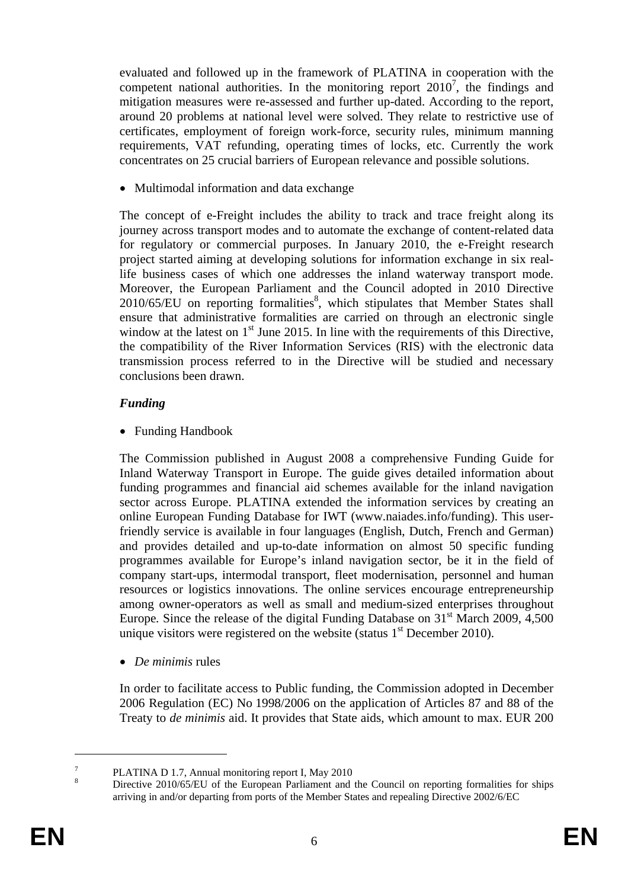evaluated and followed up in the framework of PLATINA in cooperation with the competent national authorities. In the monitoring report 2010[7], the findings and mitigation measures were re-assessed and further up-dated. According to the report, around 20 problems at national level were solved. They relate to restrictive use of certificates, employment of foreign work-force, security rules, minimum manning requirements, VAT refunding, operating times of locks, etc. Currently the work concentrates on 25 crucial barriers of European relevance and possible solutions.

- Multimodal information and data exchange

The concept of e-Freight includes the ability to track and trace freight along its journey across transport modes and to automate the exchange of content-related data for regulatory or commercial purposes. In January 2010, the e-Freight research project started aiming at developing solutions for information exchange in six real-life business cases of which one addresses the inland waterway transport mode. Moreover, the European Parliament and the Council adopted in 2010 Directive 2010/65/EU on reporting formalities[8], which stipulates that Member States shall ensure that administrative formalities are carried on through an electronic single window at the latest on 1st June 2015. In line with the requirements of this Directive, the compatibility of the River Information Services (RIS) with the electronic data transmission process referred to in the Directive will be studied and necessary conclusions been drawn.

***Funding***

- Funding Handbook

The Commission published in August 2008 a comprehensive Funding Guide for Inland Waterway Transport in Europe. The guide gives detailed information about funding programmes and financial aid schemes available for the inland navigation sector across Europe. PLATINA extended the information services by creating an online European Funding Database for IWT (www.naiades.info/funding). This user-friendly service is available in four languages (English, Dutch, French and German) and provides detailed and up-to-date information on almost 50 specific funding programmes available for Europe's inland navigation sector, be it in the field of company start-ups, intermodal transport, fleet modernisation, personnel and human resources or logistics innovations. The online services encourage entrepreneurship among owner-operators as well as small and medium-sized enterprises throughout Europe. Since the release of the digital Funding Database on 31st March 2009, 4,500 unique visitors were registered on the website (status 1st December 2010).

- *De minimis* rules

In order to facilitate access to Public funding, the Commission adopted in December 2006 Regulation (EC) No 1998/2006 on the application of Articles 87 and 88 of the Treaty to *de minimis* aid. It provides that State aids, which amount to max. EUR 200

---

[7] PLATINA D 1.7, Annual monitoring report I, May 2010

[8] Directive 2010/65/EU of the European Parliament and the Council on reporting formalities for ships arriving in and/or departing from ports of the Member States and repealing Directive 2002/6/EC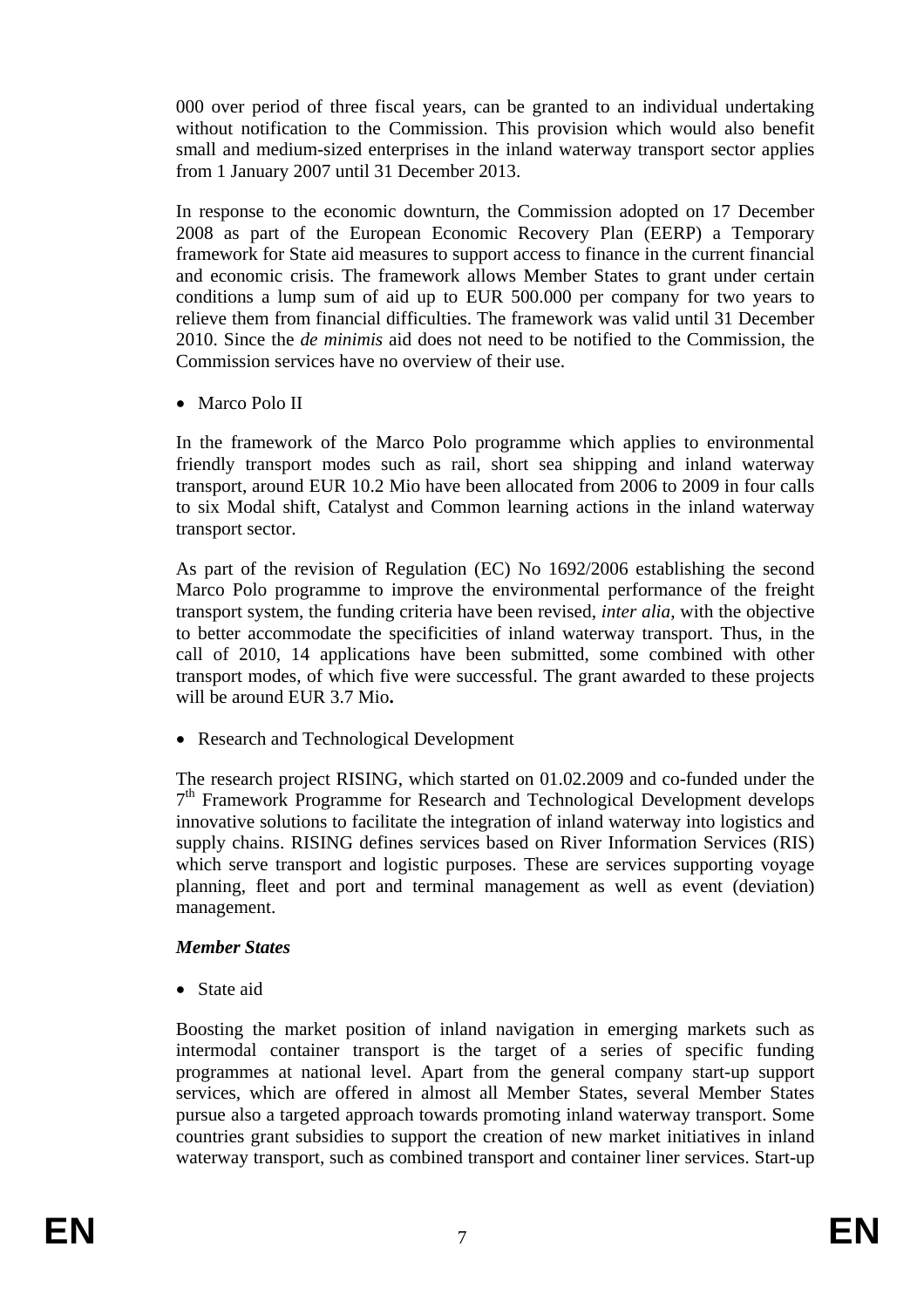000 over period of three fiscal years, can be granted to an individual undertaking without notification to the Commission. This provision which would also benefit small and medium-sized enterprises in the inland waterway transport sector applies from 1 January 2007 until 31 December 2013.

In response to the economic downturn, the Commission adopted on 17 December 2008 as part of the European Economic Recovery Plan (EERP) a Temporary framework for State aid measures to support access to finance in the current financial and economic crisis. The framework allows Member States to grant under certain conditions a lump sum of aid up to EUR 500.000 per company for two years to relieve them from financial difficulties. The framework was valid until 31 December 2010. Since the *de minimis* aid does not need to be notified to the Commission, the Commission services have no overview of their use.

- Marco Polo II

In the framework of the Marco Polo programme which applies to environmental friendly transport modes such as rail, short sea shipping and inland waterway transport, around EUR 10.2 Mio have been allocated from 2006 to 2009 in four calls to six Modal shift, Catalyst and Common learning actions in the inland waterway transport sector.

As part of the revision of Regulation (EC) No 1692/2006 establishing the second Marco Polo programme to improve the environmental performance of the freight transport system, the funding criteria have been revised, *inter alia*, with the objective to better accommodate the specificities of inland waterway transport. Thus, in the call of 2010, 14 applications have been submitted, some combined with other transport modes, of which five were successful. The grant awarded to these projects will be around EUR 3.7 Mio**.**

- Research and Technological Development

The research project RISING, which started on 01.02.2009 and co-funded under the 7th Framework Programme for Research and Technological Development develops innovative solutions to facilitate the integration of inland waterway into logistics and supply chains. RISING defines services based on River Information Services (RIS) which serve transport and logistic purposes. These are services supporting voyage planning, fleet and port and terminal management as well as event (deviation) management.

***Member States***

- State aid

Boosting the market position of inland navigation in emerging markets such as intermodal container transport is the target of a series of specific funding programmes at national level. Apart from the general company start-up support services, which are offered in almost all Member States, several Member States pursue also a targeted approach towards promoting inland waterway transport. Some countries grant subsidies to support the creation of new market initiatives in inland waterway transport, such as combined transport and container liner services. Start-up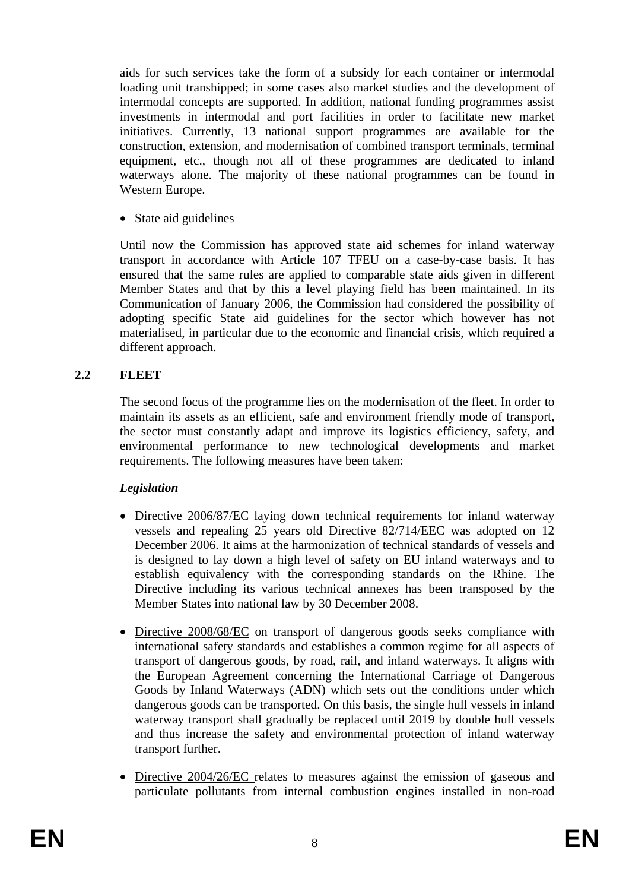aids for such services take the form of a subsidy for each container or intermodal loading unit transhipped; in some cases also market studies and the development of intermodal concepts are supported. In addition, national funding programmes assist investments in intermodal and port facilities in order to facilitate new market initiatives. Currently, 13 national support programmes are available for the construction, extension, and modernisation of combined transport terminals, terminal equipment, etc., though not all of these programmes are dedicated to inland waterways alone. The majority of these national programmes can be found in Western Europe.

- State aid guidelines

Until now the Commission has approved state aid schemes for inland waterway transport in accordance with Article 107 TFEU on a case-by-case basis. It has ensured that the same rules are applied to comparable state aids given in different Member States and that by this a level playing field has been maintained. In its Communication of January 2006, the Commission had considered the possibility of adopting specific State aid guidelines for the sector which however has not materialised, in particular due to the economic and financial crisis, which required a different approach.

## 2.2 FLEET

The second focus of the programme lies on the modernisation of the fleet. In order to maintain its assets as an efficient, safe and environment friendly mode of transport, the sector must constantly adapt and improve its logistics efficiency, safety, and environmental performance to new technological developments and market requirements. The following measures have been taken:

***Legislation***

- Directive 2006/87/EC laying down technical requirements for inland waterway vessels and repealing 25 years old Directive 82/714/EEC was adopted on 12 December 2006. It aims at the harmonization of technical standards of vessels and is designed to lay down a high level of safety on EU inland waterways and to establish equivalency with the corresponding standards on the Rhine. The Directive including its various technical annexes has been transposed by the Member States into national law by 30 December 2008.
- Directive 2008/68/EC on transport of dangerous goods seeks compliance with international safety standards and establishes a common regime for all aspects of transport of dangerous goods, by road, rail, and inland waterways. It aligns with the European Agreement concerning the International Carriage of Dangerous Goods by Inland Waterways (ADN) which sets out the conditions under which dangerous goods can be transported. On this basis, the single hull vessels in inland waterway transport shall gradually be replaced until 2019 by double hull vessels and thus increase the safety and environmental protection of inland waterway transport further.
- Directive 2004/26/EC relates to measures against the emission of gaseous and particulate pollutants from internal combustion engines installed in non-road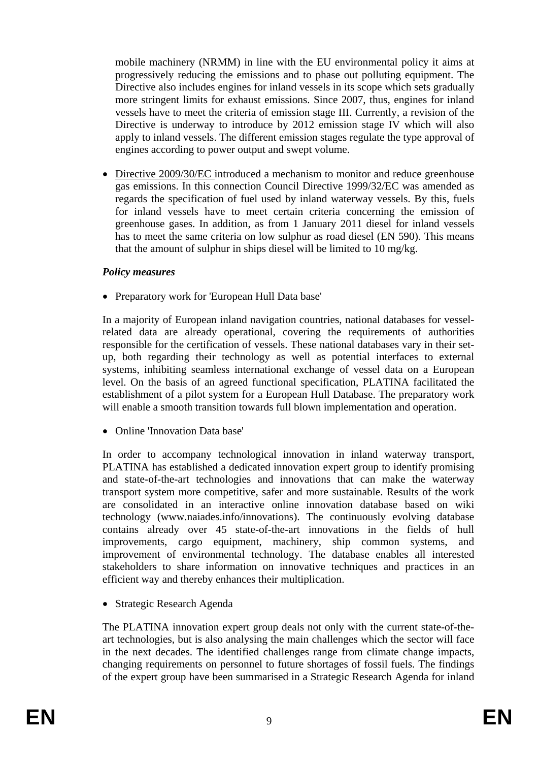mobile machinery (NRMM) in line with the EU environmental policy it aims at progressively reducing the emissions and to phase out polluting equipment. The Directive also includes engines for inland vessels in its scope which sets gradually more stringent limits for exhaust emissions. Since 2007, thus, engines for inland vessels have to meet the criteria of emission stage III. Currently, a revision of the Directive is underway to introduce by 2012 emission stage IV which will also apply to inland vessels. The different emission stages regulate the type approval of engines according to power output and swept volume.

- Directive 2009/30/EC introduced a mechanism to monitor and reduce greenhouse gas emissions. In this connection Council Directive 1999/32/EC was amended as regards the specification of fuel used by inland waterway vessels. By this, fuels for inland vessels have to meet certain criteria concerning the emission of greenhouse gases. In addition, as from 1 January 2011 diesel for inland vessels has to meet the same criteria on low sulphur as road diesel (EN 590). This means that the amount of sulphur in ships diesel will be limited to 10 mg/kg.

***Policy measures***

- Preparatory work for 'European Hull Data base'

In a majority of European inland navigation countries, national databases for vessel-related data are already operational, covering the requirements of authorities responsible for the certification of vessels. These national databases vary in their set-up, both regarding their technology as well as potential interfaces to external systems, inhibiting seamless international exchange of vessel data on a European level. On the basis of an agreed functional specification, PLATINA facilitated the establishment of a pilot system for a European Hull Database. The preparatory work will enable a smooth transition towards full blown implementation and operation.

- Online 'Innovation Data base'

In order to accompany technological innovation in inland waterway transport, PLATINA has established a dedicated innovation expert group to identify promising and state-of-the-art technologies and innovations that can make the waterway transport system more competitive, safer and more sustainable. Results of the work are consolidated in an interactive online innovation database based on wiki technology (www.naiades.info/innovations). The continuously evolving database contains already over 45 state-of-the-art innovations in the fields of hull improvements, cargo equipment, machinery, ship common systems, and improvement of environmental technology. The database enables all interested stakeholders to share information on innovative techniques and practices in an efficient way and thereby enhances their multiplication.

- Strategic Research Agenda

The PLATINA innovation expert group deals not only with the current state-of-the-art technologies, but is also analysing the main challenges which the sector will face in the next decades. The identified challenges range from climate change impacts, changing requirements on personnel to future shortages of fossil fuels. The findings of the expert group have been summarised in a Strategic Research Agenda for inland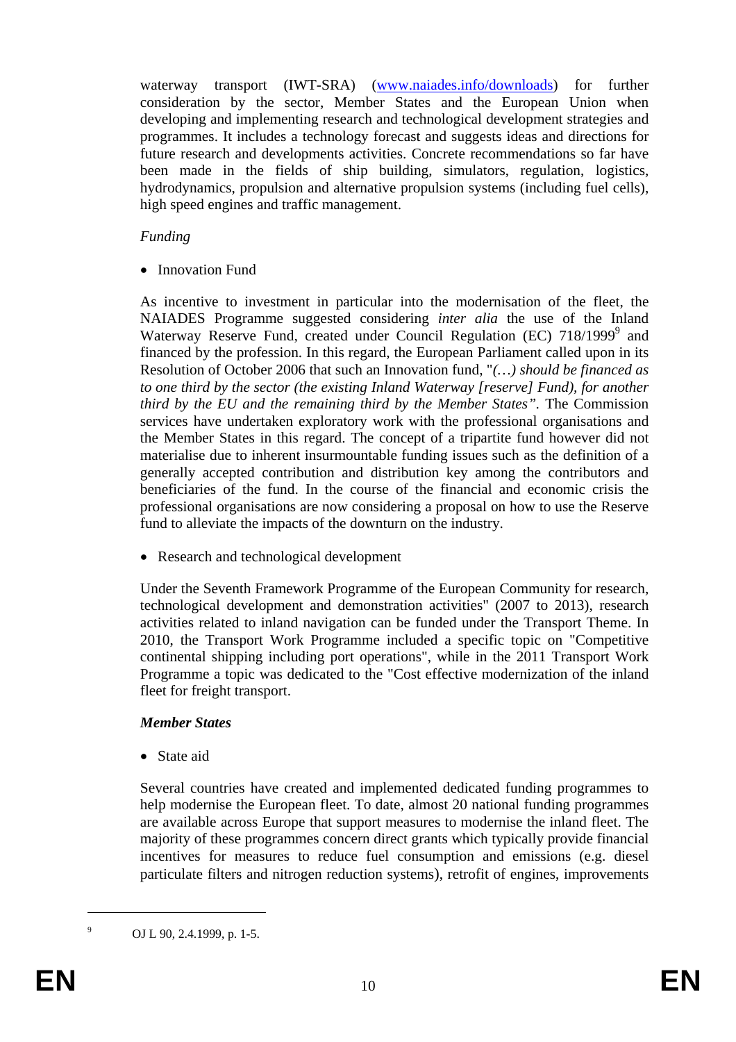waterway transport (IWT-SRA) ([www.naiades.info/downloads](http://www.naiades.info/downloads)) for further consideration by the sector, Member States and the European Union when developing and implementing research and technological development strategies and programmes. It includes a technology forecast and suggests ideas and directions for future research and developments activities. Concrete recommendations so far have been made in the fields of ship building, simulators, regulation, logistics, hydrodynamics, propulsion and alternative propulsion systems (including fuel cells), high speed engines and traffic management.

*Funding*

- Innovation Fund

As incentive to investment in particular into the modernisation of the fleet, the NAIADES Programme suggested considering *inter alia* the use of the Inland Waterway Reserve Fund, created under Council Regulation (EC) 718/1999[9] and financed by the profession. In this regard, the European Parliament called upon in its Resolution of October 2006 that such an Innovation fund, "*(…) should be financed as to one third by the sector (the existing Inland Waterway [reserve] Fund), for another third by the EU and the remaining third by the Member States"*. The Commission services have undertaken exploratory work with the professional organisations and the Member States in this regard. The concept of a tripartite fund however did not materialise due to inherent insurmountable funding issues such as the definition of a generally accepted contribution and distribution key among the contributors and beneficiaries of the fund. In the course of the financial and economic crisis the professional organisations are now considering a proposal on how to use the Reserve fund to alleviate the impacts of the downturn on the industry.

- Research and technological development

Under the Seventh Framework Programme of the European Community for research, technological development and demonstration activities" (2007 to 2013), research activities related to inland navigation can be funded under the Transport Theme. In 2010, the Transport Work Programme included a specific topic on "Competitive continental shipping including port operations", while in the 2011 Transport Work Programme a topic was dedicated to the "Cost effective modernization of the inland fleet for freight transport.

***Member States***

- State aid

Several countries have created and implemented dedicated funding programmes to help modernise the European fleet. To date, almost 20 national funding programmes are available across Europe that support measures to modernise the inland fleet. The majority of these programmes concern direct grants which typically provide financial incentives for measures to reduce fuel consumption and emissions (e.g. diesel particulate filters and nitrogen reduction systems), retrofit of engines, improvements

---

[9] OJ L 90, 2.4.1999, p. 1-5.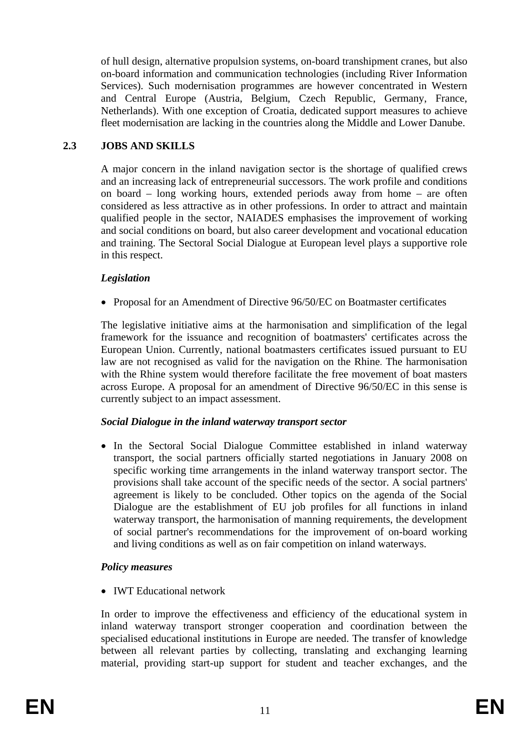of hull design, alternative propulsion systems, on-board transhipment cranes, but also on-board information and communication technologies (including River Information Services). Such modernisation programmes are however concentrated in Western and Central Europe (Austria, Belgium, Czech Republic, Germany, France, Netherlands). With one exception of Croatia, dedicated support measures to achieve fleet modernisation are lacking in the countries along the Middle and Lower Danube.

## 2.3 JOBS AND SKILLS

A major concern in the inland navigation sector is the shortage of qualified crews and an increasing lack of entrepreneurial successors. The work profile and conditions on board – long working hours, extended periods away from home – are often considered as less attractive as in other professions. In order to attract and maintain qualified people in the sector, NAIADES emphasises the improvement of working and social conditions on board, but also career development and vocational education and training. The Sectoral Social Dialogue at European level plays a supportive role in this respect.

***Legislation***

- Proposal for an Amendment of Directive 96/50/EC on Boatmaster certificates

The legislative initiative aims at the harmonisation and simplification of the legal framework for the issuance and recognition of boatmasters' certificates across the European Union. Currently, national boatmasters certificates issued pursuant to EU law are not recognised as valid for the navigation on the Rhine. The harmonisation with the Rhine system would therefore facilitate the free movement of boat masters across Europe. A proposal for an amendment of Directive 96/50/EC in this sense is currently subject to an impact assessment.

***Social Dialogue in the inland waterway transport sector***

- In the Sectoral Social Dialogue Committee established in inland waterway transport, the social partners officially started negotiations in January 2008 on specific working time arrangements in the inland waterway transport sector. The provisions shall take account of the specific needs of the sector. A social partners' agreement is likely to be concluded. Other topics on the agenda of the Social Dialogue are the establishment of EU job profiles for all functions in inland waterway transport, the harmonisation of manning requirements, the development of social partner's recommendations for the improvement of on-board working and living conditions as well as on fair competition on inland waterways.

***Policy measures***

- IWT Educational network

In order to improve the effectiveness and efficiency of the educational system in inland waterway transport stronger cooperation and coordination between the specialised educational institutions in Europe are needed. The transfer of knowledge between all relevant parties by collecting, translating and exchanging learning material, providing start-up support for student and teacher exchanges, and the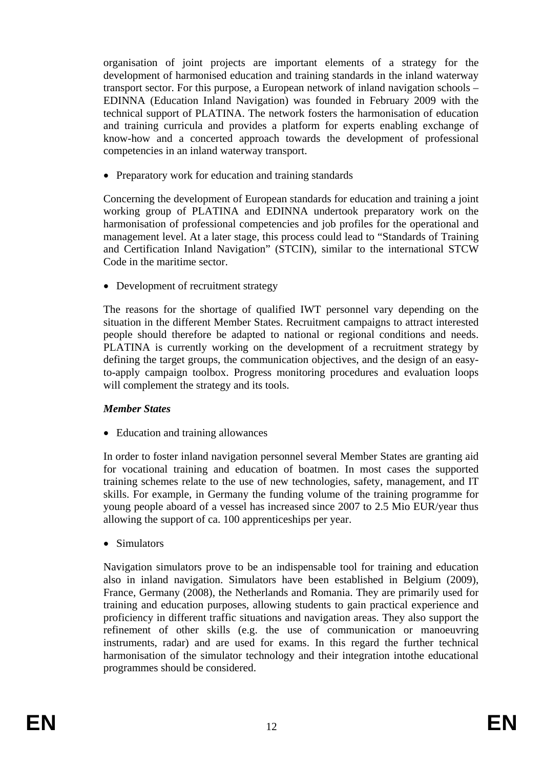organisation of joint projects are important elements of a strategy for the development of harmonised education and training standards in the inland waterway transport sector. For this purpose, a European network of inland navigation schools – EDINNA (Education Inland Navigation) was founded in February 2009 with the technical support of PLATINA. The network fosters the harmonisation of education and training curricula and provides a platform for experts enabling exchange of know-how and a concerted approach towards the development of professional competencies in an inland waterway transport.

- Preparatory work for education and training standards

Concerning the development of European standards for education and training a joint working group of PLATINA and EDINNA undertook preparatory work on the harmonisation of professional competencies and job profiles for the operational and management level. At a later stage, this process could lead to "Standards of Training and Certification Inland Navigation" (STCIN), similar to the international STCW Code in the maritime sector.

- Development of recruitment strategy

The reasons for the shortage of qualified IWT personnel vary depending on the situation in the different Member States. Recruitment campaigns to attract interested people should therefore be adapted to national or regional conditions and needs. PLATINA is currently working on the development of a recruitment strategy by defining the target groups, the communication objectives, and the design of an easy-to-apply campaign toolbox. Progress monitoring procedures and evaluation loops will complement the strategy and its tools.

***Member States***

- Education and training allowances

In order to foster inland navigation personnel several Member States are granting aid for vocational training and education of boatmen. In most cases the supported training schemes relate to the use of new technologies, safety, management, and IT skills. For example, in Germany the funding volume of the training programme for young people aboard of a vessel has increased since 2007 to 2.5 Mio EUR/year thus allowing the support of ca. 100 apprenticeships per year.

- Simulators

Navigation simulators prove to be an indispensable tool for training and education also in inland navigation. Simulators have been established in Belgium (2009), France, Germany (2008), the Netherlands and Romania. They are primarily used for training and education purposes, allowing students to gain practical experience and proficiency in different traffic situations and navigation areas. They also support the refinement of other skills (e.g. the use of communication or manoeuvring instruments, radar) and are used for exams. In this regard the further technical harmonisation of the simulator technology and their integration intothe educational programmes should be considered.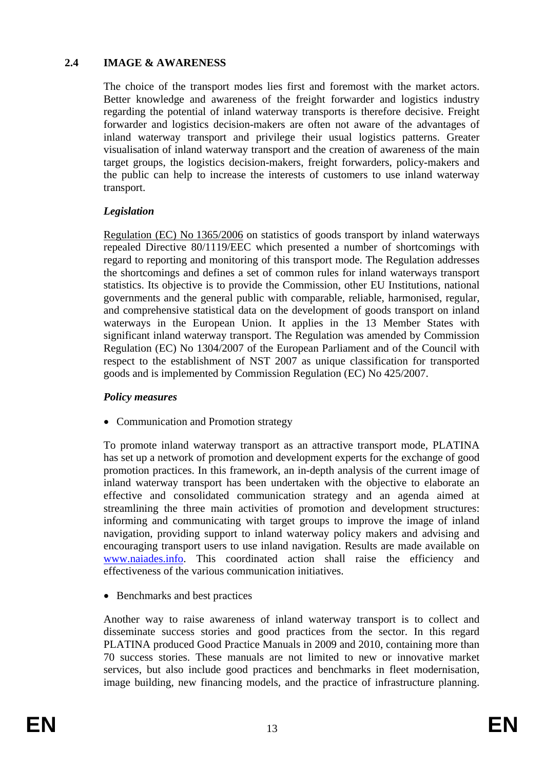## 2.4 IMAGE & AWARENESS

The choice of the transport modes lies first and foremost with the market actors. Better knowledge and awareness of the freight forwarder and logistics industry regarding the potential of inland waterway transports is therefore decisive. Freight forwarder and logistics decision-makers are often not aware of the advantages of inland waterway transport and privilege their usual logistics patterns. Greater visualisation of inland waterway transport and the creation of awareness of the main target groups, the logistics decision-makers, freight forwarders, policy-makers and the public can help to increase the interests of customers to use inland waterway transport.

*Legislation*

Regulation (EC) No 1365/2006 on statistics of goods transport by inland waterways repealed Directive 80/1119/EEC which presented a number of shortcomings with regard to reporting and monitoring of this transport mode. The Regulation addresses the shortcomings and defines a set of common rules for inland waterways transport statistics. Its objective is to provide the Commission, other EU Institutions, national governments and the general public with comparable, reliable, harmonised, regular, and comprehensive statistical data on the development of goods transport on inland waterways in the European Union. It applies in the 13 Member States with significant inland waterway transport. The Regulation was amended by Commission Regulation (EC) No 1304/2007 of the European Parliament and of the Council with respect to the establishment of NST 2007 as unique classification for transported goods and is implemented by Commission Regulation (EC) No 425/2007.

*Policy measures*

- Communication and Promotion strategy

To promote inland waterway transport as an attractive transport mode, PLATINA has set up a network of promotion and development experts for the exchange of good promotion practices. In this framework, an in-depth analysis of the current image of inland waterway transport has been undertaken with the objective to elaborate an effective and consolidated communication strategy and an agenda aimed at streamlining the three main activities of promotion and development structures: informing and communicating with target groups to improve the image of inland navigation, providing support to inland waterway policy makers and advising and encouraging transport users to use inland navigation. Results are made available on www.naiades.info. This coordinated action shall raise the efficiency and effectiveness of the various communication initiatives.

- Benchmarks and best practices

Another way to raise awareness of inland waterway transport is to collect and disseminate success stories and good practices from the sector. In this regard PLATINA produced Good Practice Manuals in 2009 and 2010, containing more than 70 success stories. These manuals are not limited to new or innovative market services, but also include good practices and benchmarks in fleet modernisation, image building, new financing models, and the practice of infrastructure planning.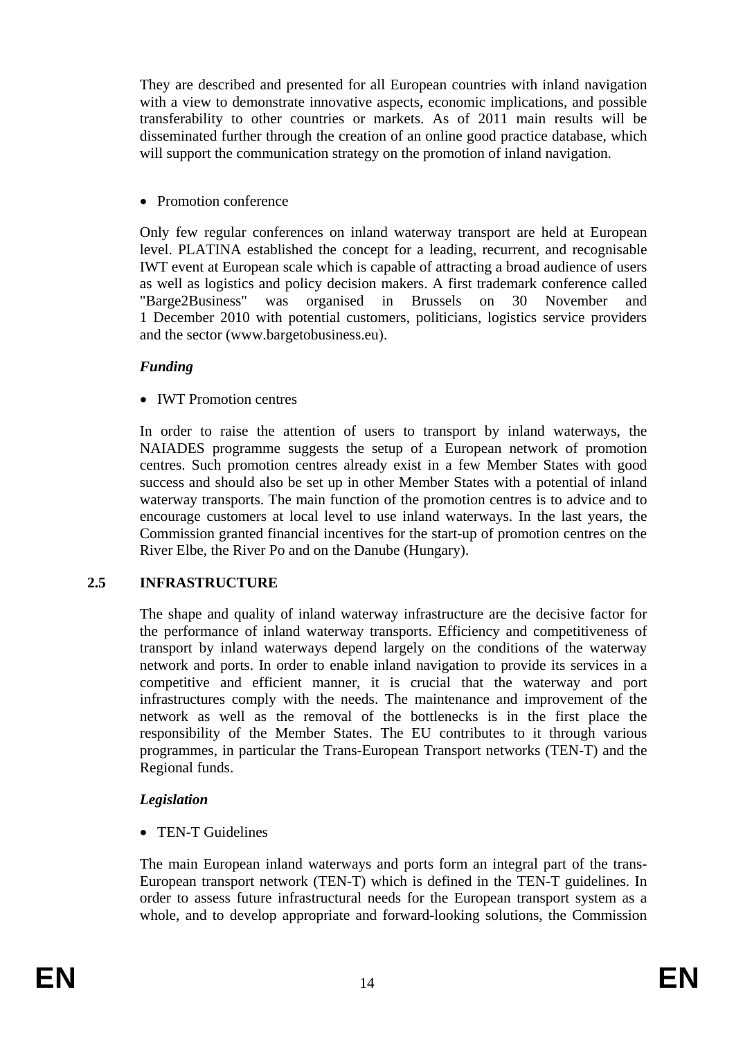They are described and presented for all European countries with inland navigation with a view to demonstrate innovative aspects, economic implications, and possible transferability to other countries or markets. As of 2011 main results will be disseminated further through the creation of an online good practice database, which will support the communication strategy on the promotion of inland navigation.

- Promotion conference

Only few regular conferences on inland waterway transport are held at European level. PLATINA established the concept for a leading, recurrent, and recognisable IWT event at European scale which is capable of attracting a broad audience of users as well as logistics and policy decision makers. A first trademark conference called "Barge2Business" was organised in Brussels on 30 November and 1 December 2010 with potential customers, politicians, logistics service providers and the sector (www.bargetobusiness.eu).

***Funding***

- IWT Promotion centres

In order to raise the attention of users to transport by inland waterways, the NAIADES programme suggests the setup of a European network of promotion centres. Such promotion centres already exist in a few Member States with good success and should also be set up in other Member States with a potential of inland waterway transports. The main function of the promotion centres is to advice and to encourage customers at local level to use inland waterways. In the last years, the Commission granted financial incentives for the start-up of promotion centres on the River Elbe, the River Po and on the Danube (Hungary).

## 2.5 INFRASTRUCTURE

The shape and quality of inland waterway infrastructure are the decisive factor for the performance of inland waterway transports. Efficiency and competitiveness of transport by inland waterways depend largely on the conditions of the waterway network and ports. In order to enable inland navigation to provide its services in a competitive and efficient manner, it is crucial that the waterway and port infrastructures comply with the needs. The maintenance and improvement of the network as well as the removal of the bottlenecks is in the first place the responsibility of the Member States. The EU contributes to it through various programmes, in particular the Trans-European Transport networks (TEN-T) and the Regional funds.

***Legislation***

- TEN-T Guidelines

The main European inland waterways and ports form an integral part of the trans-European transport network (TEN-T) which is defined in the TEN-T guidelines. In order to assess future infrastructural needs for the European transport system as a whole, and to develop appropriate and forward-looking solutions, the Commission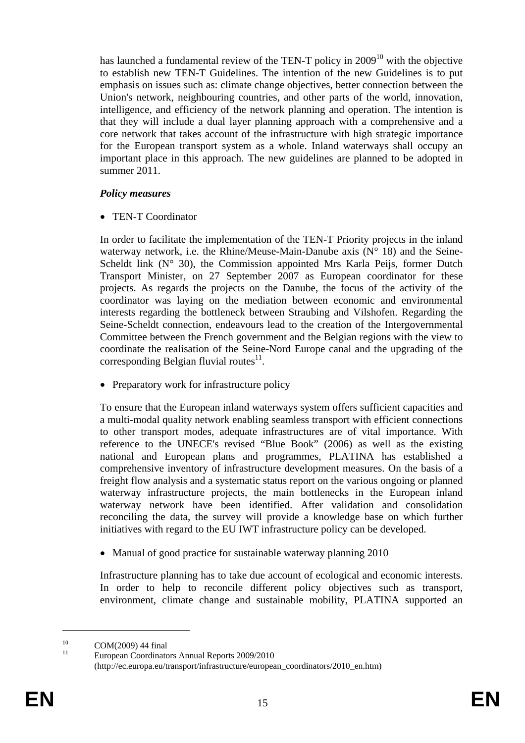has launched a fundamental review of the TEN-T policy in 2009[10] with the objective to establish new TEN-T Guidelines. The intention of the new Guidelines is to put emphasis on issues such as: climate change objectives, better connection between the Union's network, neighbouring countries, and other parts of the world, innovation, intelligence, and efficiency of the network planning and operation. The intention is that they will include a dual layer planning approach with a comprehensive and a core network that takes account of the infrastructure with high strategic importance for the European transport system as a whole. Inland waterways shall occupy an important place in this approach. The new guidelines are planned to be adopted in summer 2011.

***Policy measures***

- TEN-T Coordinator

In order to facilitate the implementation of the TEN-T Priority projects in the inland waterway network, i.e. the Rhine/Meuse-Main-Danube axis (N° 18) and the Seine-Scheldt link (N° 30), the Commission appointed Mrs Karla Peijs, former Dutch Transport Minister, on 27 September 2007 as European coordinator for these projects. As regards the projects on the Danube, the focus of the activity of the coordinator was laying on the mediation between economic and environmental interests regarding the bottleneck between Straubing and Vilshofen. Regarding the Seine-Scheldt connection, endeavours lead to the creation of the Intergovernmental Committee between the French government and the Belgian regions with the view to coordinate the realisation of the Seine-Nord Europe canal and the upgrading of the corresponding Belgian fluvial routes[11].

- Preparatory work for infrastructure policy

To ensure that the European inland waterways system offers sufficient capacities and a multi-modal quality network enabling seamless transport with efficient connections to other transport modes, adequate infrastructures are of vital importance. With reference to the UNECE's revised "Blue Book" (2006) as well as the existing national and European plans and programmes, PLATINA has established a comprehensive inventory of infrastructure development measures. On the basis of a freight flow analysis and a systematic status report on the various ongoing or planned waterway infrastructure projects, the main bottlenecks in the European inland waterway network have been identified. After validation and consolidation reconciling the data, the survey will provide a knowledge base on which further initiatives with regard to the EU IWT infrastructure policy can be developed.

- Manual of good practice for sustainable waterway planning 2010

Infrastructure planning has to take due account of ecological and economic interests. In order to help to reconcile different policy objectives such as transport, environment, climate change and sustainable mobility, PLATINA supported an

---

[10] COM(2009) 44 final

[11] European Coordinators Annual Reports 2009/2010 (http://ec.europa.eu/transport/infrastructure/european_coordinators/2010_en.htm)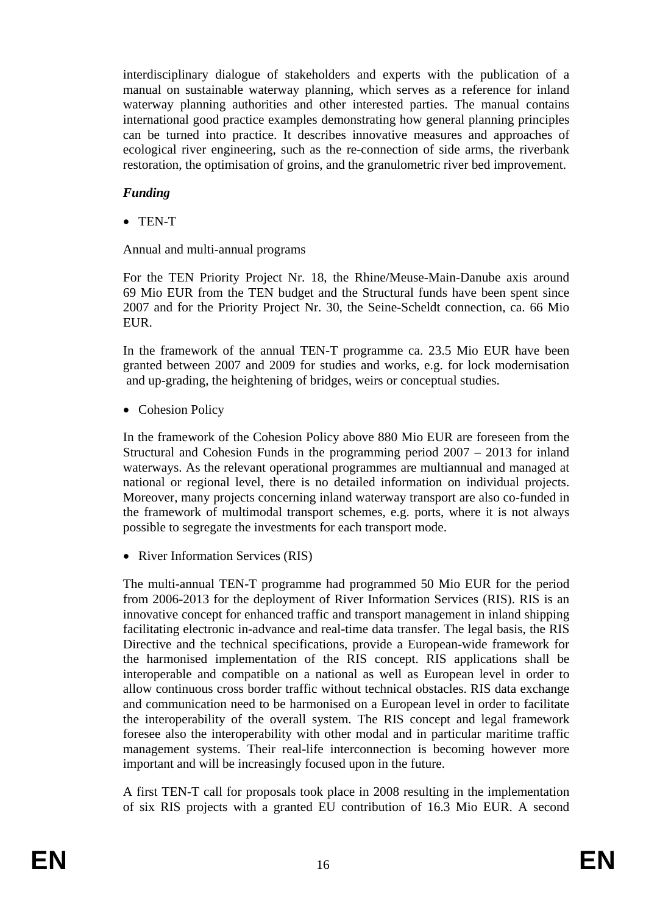interdisciplinary dialogue of stakeholders and experts with the publication of a manual on sustainable waterway planning, which serves as a reference for inland waterway planning authorities and other interested parties. The manual contains international good practice examples demonstrating how general planning principles can be turned into practice. It describes innovative measures and approaches of ecological river engineering, such as the re-connection of side arms, the riverbank restoration, the optimisation of groins, and the granulometric river bed improvement.

***Funding***

- TEN-T

Annual and multi-annual programs

For the TEN Priority Project Nr. 18, the Rhine/Meuse-Main-Danube axis around 69 Mio EUR from the TEN budget and the Structural funds have been spent since 2007 and for the Priority Project Nr. 30, the Seine-Scheldt connection, ca. 66 Mio EUR.

In the framework of the annual TEN-T programme ca. 23.5 Mio EUR have been granted between 2007 and 2009 for studies and works, e.g. for lock modernisation and up-grading, the heightening of bridges, weirs or conceptual studies.

- Cohesion Policy

In the framework of the Cohesion Policy above 880 Mio EUR are foreseen from the Structural and Cohesion Funds in the programming period 2007 – 2013 for inland waterways. As the relevant operational programmes are multiannual and managed at national or regional level, there is no detailed information on individual projects. Moreover, many projects concerning inland waterway transport are also co-funded in the framework of multimodal transport schemes, e.g. ports, where it is not always possible to segregate the investments for each transport mode.

- River Information Services (RIS)

The multi-annual TEN-T programme had programmed 50 Mio EUR for the period from 2006-2013 for the deployment of River Information Services (RIS). RIS is an innovative concept for enhanced traffic and transport management in inland shipping facilitating electronic in-advance and real-time data transfer. The legal basis, the RIS Directive and the technical specifications, provide a European-wide framework for the harmonised implementation of the RIS concept. RIS applications shall be interoperable and compatible on a national as well as European level in order to allow continuous cross border traffic without technical obstacles. RIS data exchange and communication need to be harmonised on a European level in order to facilitate the interoperability of the overall system. The RIS concept and legal framework foresee also the interoperability with other modal and in particular maritime traffic management systems. Their real-life interconnection is becoming however more important and will be increasingly focused upon in the future.

A first TEN-T call for proposals took place in 2008 resulting in the implementation of six RIS projects with a granted EU contribution of 16.3 Mio EUR. A second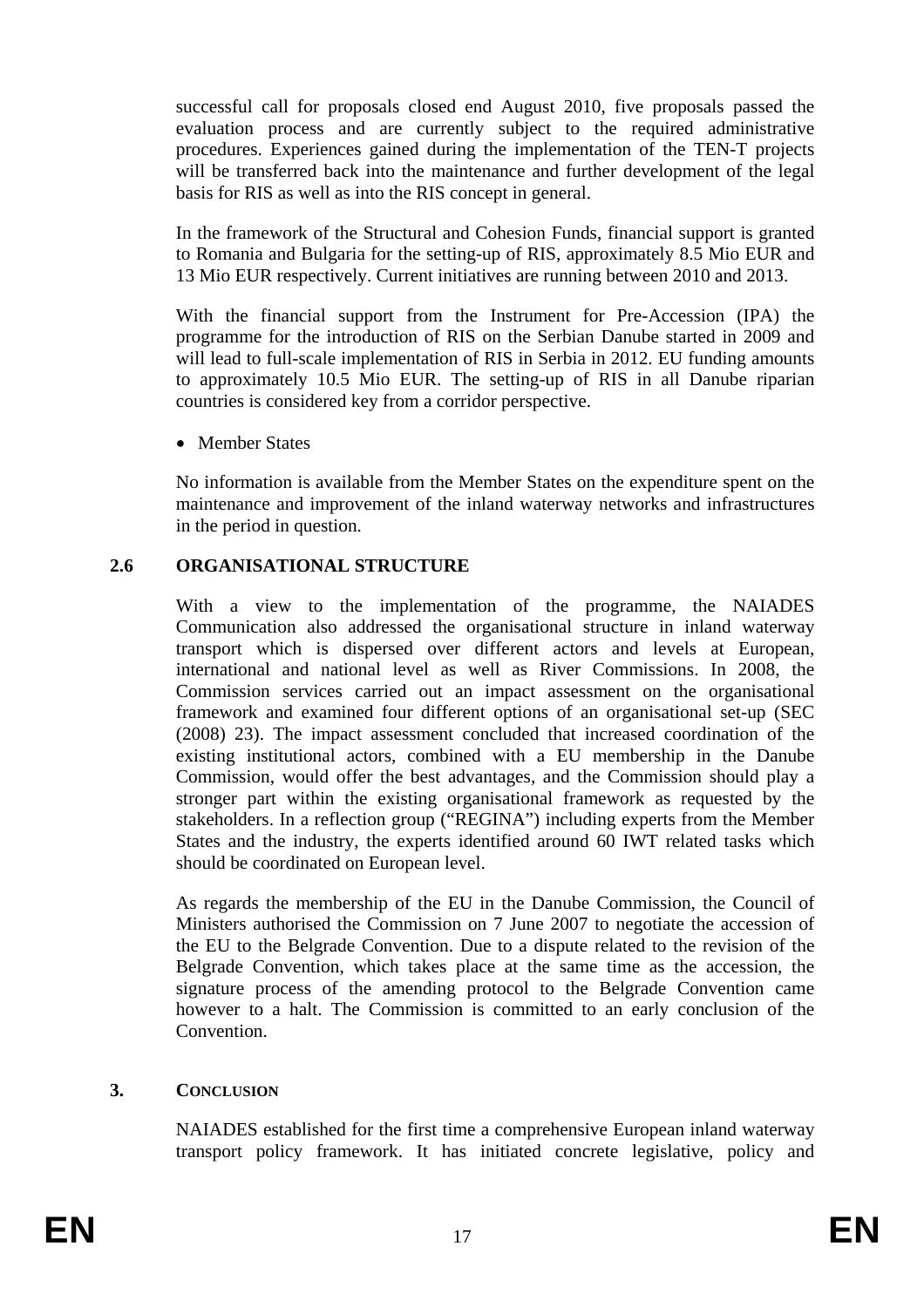successful call for proposals closed end August 2010, five proposals passed the evaluation process and are currently subject to the required administrative procedures. Experiences gained during the implementation of the TEN-T projects will be transferred back into the maintenance and further development of the legal basis for RIS as well as into the RIS concept in general.

In the framework of the Structural and Cohesion Funds, financial support is granted to Romania and Bulgaria for the setting-up of RIS, approximately 8.5 Mio EUR and 13 Mio EUR respectively. Current initiatives are running between 2010 and 2013.

With the financial support from the Instrument for Pre-Accession (IPA) the programme for the introduction of RIS on the Serbian Danube started in 2009 and will lead to full-scale implementation of RIS in Serbia in 2012. EU funding amounts to approximately 10.5 Mio EUR. The setting-up of RIS in all Danube riparian countries is considered key from a corridor perspective.

- Member States

No information is available from the Member States on the expenditure spent on the maintenance and improvement of the inland waterway networks and infrastructures in the period in question.

## 2.6 ORGANISATIONAL STRUCTURE

With a view to the implementation of the programme, the NAIADES Communication also addressed the organisational structure in inland waterway transport which is dispersed over different actors and levels at European, international and national level as well as River Commissions. In 2008, the Commission services carried out an impact assessment on the organisational framework and examined four different options of an organisational set-up (SEC (2008) 23). The impact assessment concluded that increased coordination of the existing institutional actors, combined with a EU membership in the Danube Commission, would offer the best advantages, and the Commission should play a stronger part within the existing organisational framework as requested by the stakeholders. In a reflection group ("REGINA") including experts from the Member States and the industry, the experts identified around 60 IWT related tasks which should be coordinated on European level.

As regards the membership of the EU in the Danube Commission, the Council of Ministers authorised the Commission on 7 June 2007 to negotiate the accession of the EU to the Belgrade Convention. Due to a dispute related to the revision of the Belgrade Convention, which takes place at the same time as the accession, the signature process of the amending protocol to the Belgrade Convention came however to a halt. The Commission is committed to an early conclusion of the Convention.

# 3. CONCLUSION

NAIADES established for the first time a comprehensive European inland waterway transport policy framework. It has initiated concrete legislative, policy and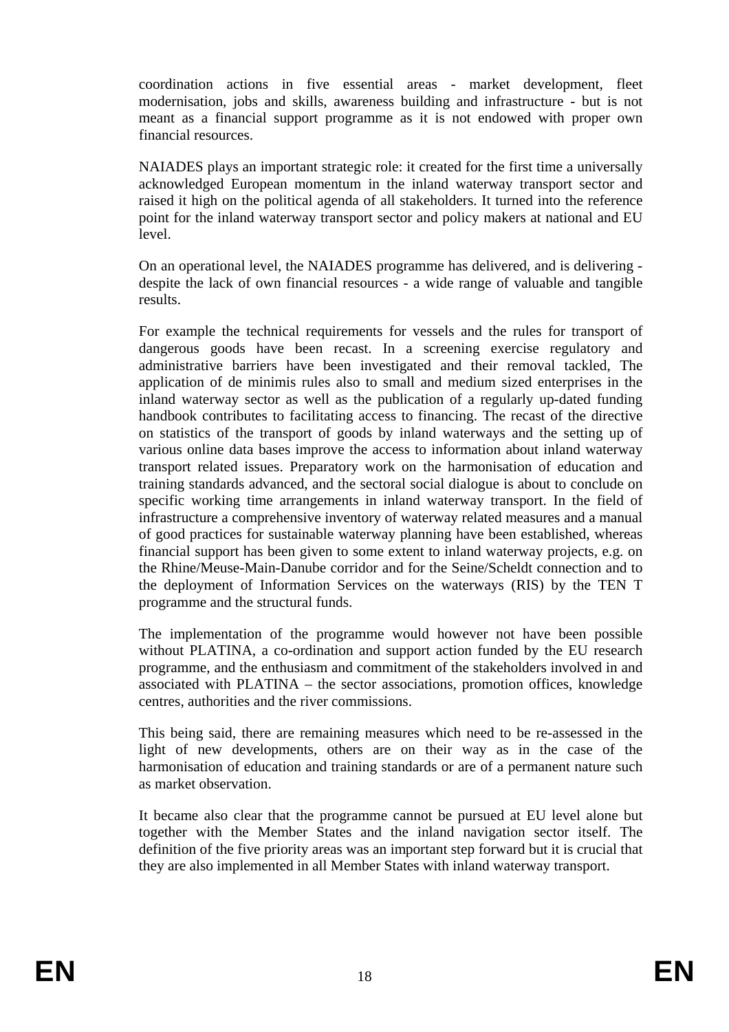coordination actions in five essential areas - market development, fleet modernisation, jobs and skills, awareness building and infrastructure - but is not meant as a financial support programme as it is not endowed with proper own financial resources.

NAIADES plays an important strategic role: it created for the first time a universally acknowledged European momentum in the inland waterway transport sector and raised it high on the political agenda of all stakeholders. It turned into the reference point for the inland waterway transport sector and policy makers at national and EU level.

On an operational level, the NAIADES programme has delivered, and is delivering - despite the lack of own financial resources - a wide range of valuable and tangible results.

For example the technical requirements for vessels and the rules for transport of dangerous goods have been recast. In a screening exercise regulatory and administrative barriers have been investigated and their removal tackled, The application of de minimis rules also to small and medium sized enterprises in the inland waterway sector as well as the publication of a regularly up-dated funding handbook contributes to facilitating access to financing. The recast of the directive on statistics of the transport of goods by inland waterways and the setting up of various online data bases improve the access to information about inland waterway transport related issues. Preparatory work on the harmonisation of education and training standards advanced, and the sectoral social dialogue is about to conclude on specific working time arrangements in inland waterway transport. In the field of infrastructure a comprehensive inventory of waterway related measures and a manual of good practices for sustainable waterway planning have been established, whereas financial support has been given to some extent to inland waterway projects, e.g. on the Rhine/Meuse-Main-Danube corridor and for the Seine/Scheldt connection and to the deployment of Information Services on the waterways (RIS) by the TEN T programme and the structural funds.

The implementation of the programme would however not have been possible without PLATINA, a co-ordination and support action funded by the EU research programme, and the enthusiasm and commitment of the stakeholders involved in and associated with PLATINA – the sector associations, promotion offices, knowledge centres, authorities and the river commissions.

This being said, there are remaining measures which need to be re-assessed in the light of new developments, others are on their way as in the case of the harmonisation of education and training standards or are of a permanent nature such as market observation.

It became also clear that the programme cannot be pursued at EU level alone but together with the Member States and the inland navigation sector itself. The definition of the five priority areas was an important step forward but it is crucial that they are also implemented in all Member States with inland waterway transport.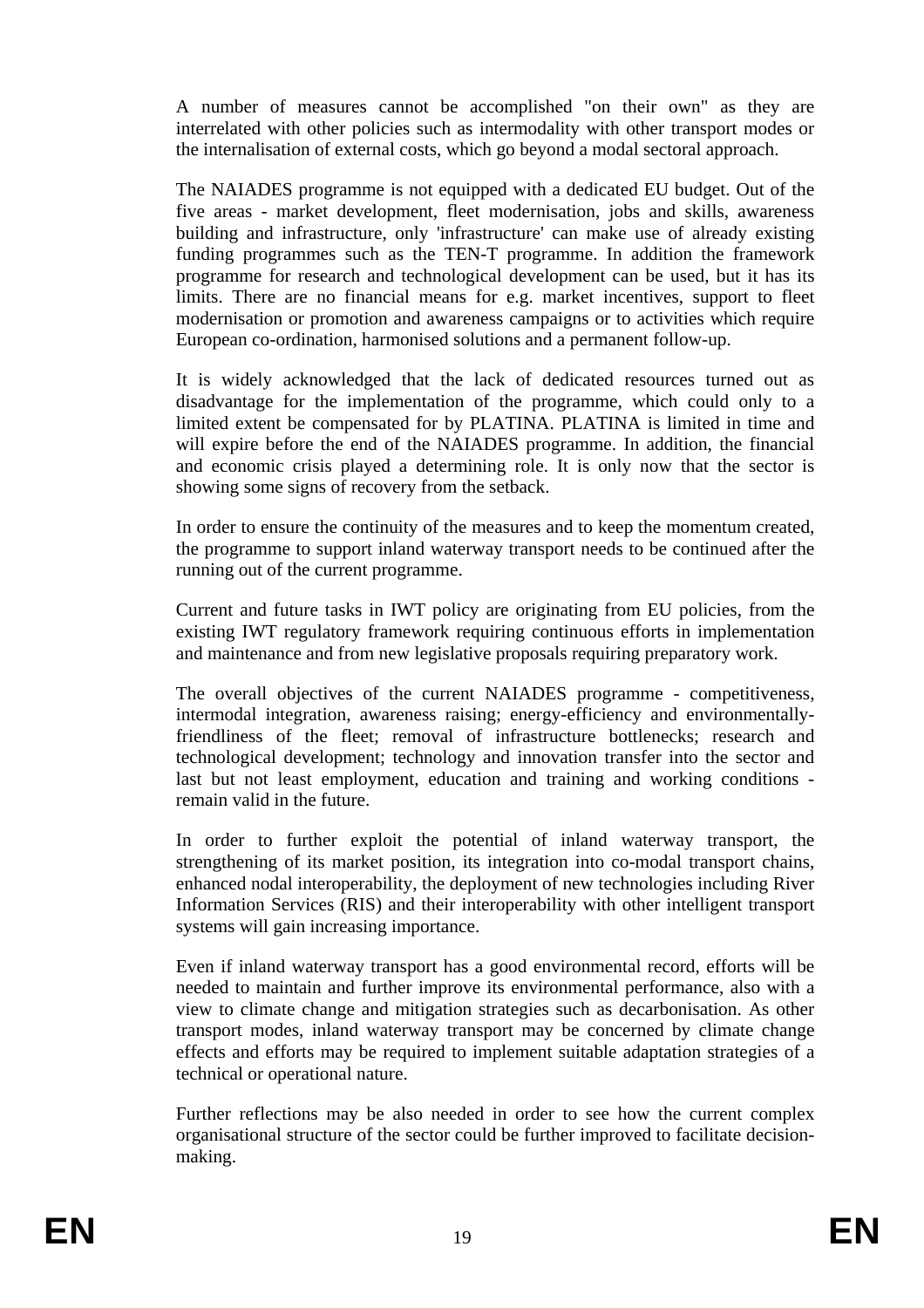A number of measures cannot be accomplished "on their own" as they are interrelated with other policies such as intermodality with other transport modes or the internalisation of external costs, which go beyond a modal sectoral approach.

The NAIADES programme is not equipped with a dedicated EU budget. Out of the five areas - market development, fleet modernisation, jobs and skills, awareness building and infrastructure, only 'infrastructure' can make use of already existing funding programmes such as the TEN-T programme. In addition the framework programme for research and technological development can be used, but it has its limits. There are no financial means for e.g. market incentives, support to fleet modernisation or promotion and awareness campaigns or to activities which require European co-ordination, harmonised solutions and a permanent follow-up.

It is widely acknowledged that the lack of dedicated resources turned out as disadvantage for the implementation of the programme, which could only to a limited extent be compensated for by PLATINA. PLATINA is limited in time and will expire before the end of the NAIADES programme. In addition, the financial and economic crisis played a determining role. It is only now that the sector is showing some signs of recovery from the setback.

In order to ensure the continuity of the measures and to keep the momentum created, the programme to support inland waterway transport needs to be continued after the running out of the current programme.

Current and future tasks in IWT policy are originating from EU policies, from the existing IWT regulatory framework requiring continuous efforts in implementation and maintenance and from new legislative proposals requiring preparatory work.

The overall objectives of the current NAIADES programme - competitiveness, intermodal integration, awareness raising; energy-efficiency and environmentally-friendliness of the fleet; removal of infrastructure bottlenecks; research and technological development; technology and innovation transfer into the sector and last but not least employment, education and training and working conditions - remain valid in the future.

In order to further exploit the potential of inland waterway transport, the strengthening of its market position, its integration into co-modal transport chains, enhanced nodal interoperability, the deployment of new technologies including River Information Services (RIS) and their interoperability with other intelligent transport systems will gain increasing importance.

Even if inland waterway transport has a good environmental record, efforts will be needed to maintain and further improve its environmental performance, also with a view to climate change and mitigation strategies such as decarbonisation. As other transport modes, inland waterway transport may be concerned by climate change effects and efforts may be required to implement suitable adaptation strategies of a technical or operational nature.

Further reflections may be also needed in order to see how the current complex organisational structure of the sector could be further improved to facilitate decision-making.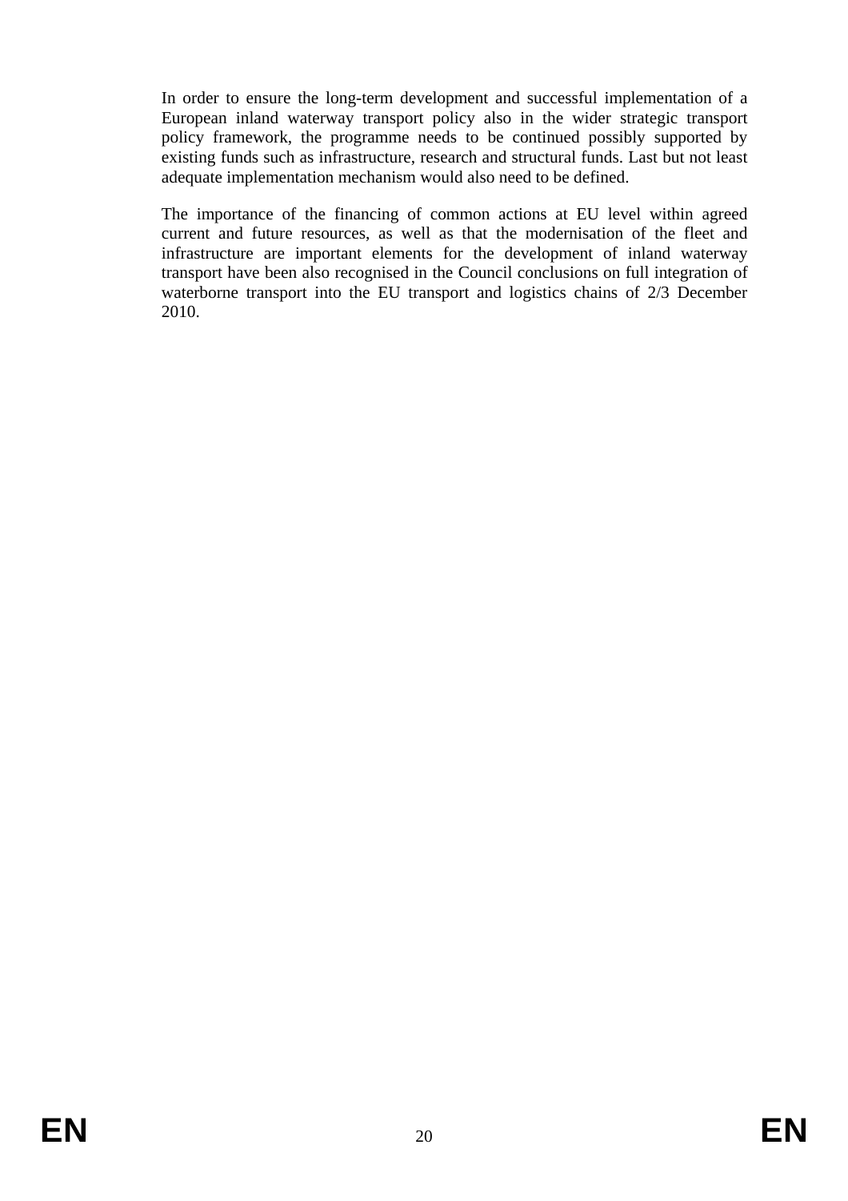In order to ensure the long-term development and successful implementation of a European inland waterway transport policy also in the wider strategic transport policy framework, the programme needs to be continued possibly supported by existing funds such as infrastructure, research and structural funds. Last but not least adequate implementation mechanism would also need to be defined.

The importance of the financing of common actions at EU level within agreed current and future resources, as well as that the modernisation of the fleet and infrastructure are important elements for the development of inland waterway transport have been also recognised in the Council conclusions on full integration of waterborne transport into the EU transport and logistics chains of 2/3 December 2010.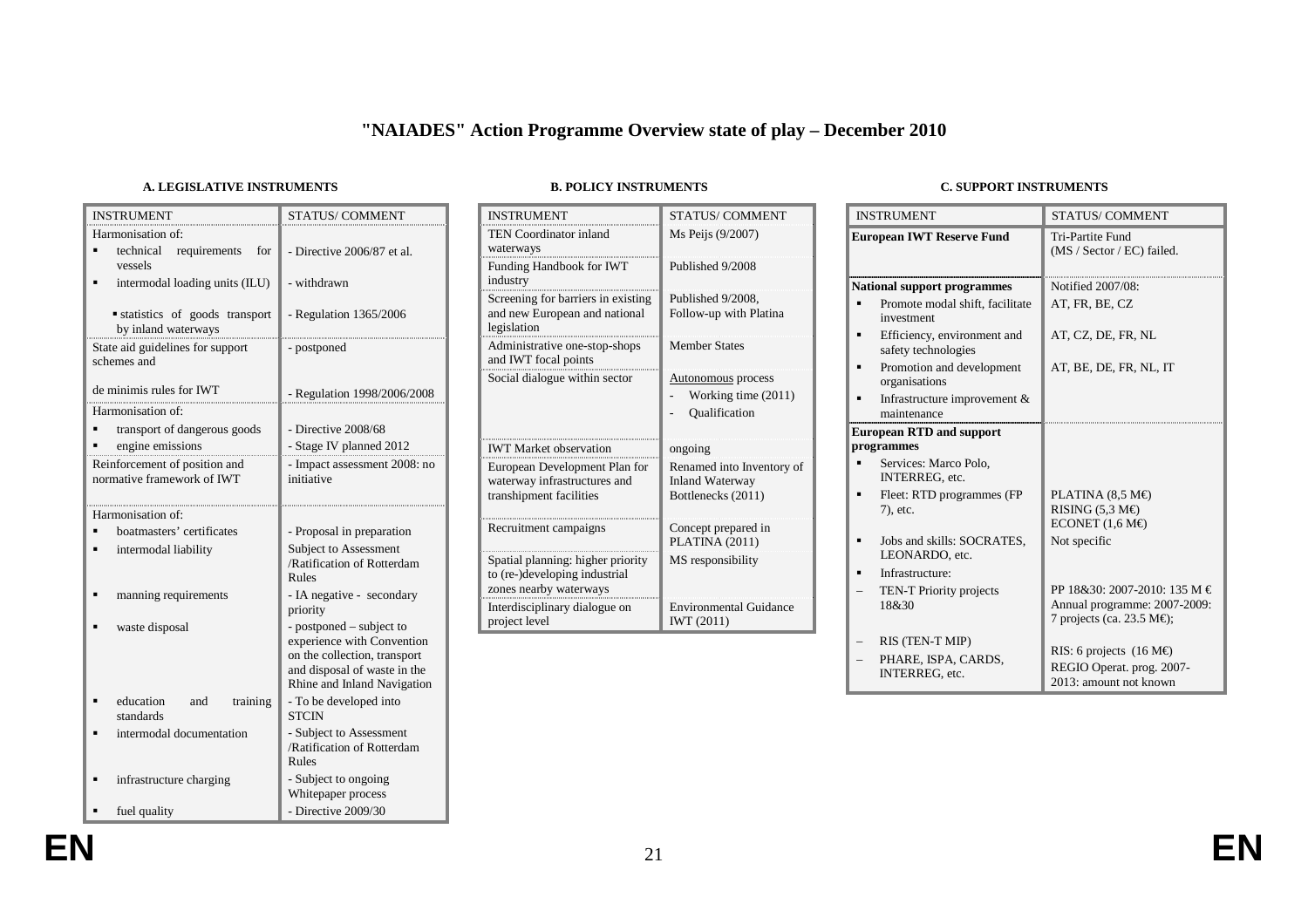# "NAIADES" Action Programme Overview state of play – December 2010

### A. LEGISLATIVE INSTRUMENTS

| INSTRUMENT | STATUS/ COMMENT |
|---|---|
| Harmonisation of: | |
| ▪ technical requirements for vessels | - Directive 2006/87 et al. |
| ▪ intermodal loading units (ILU) | - withdrawn |
| ▪ statistics of goods transport by inland waterways | - Regulation 1365/2006 |
| State aid guidelines for support schemes and | - postponed |
| de minimis rules for IWT | - Regulation 1998/2006/2008 |
| Harmonisation of: | |
| ▪ transport of dangerous goods | - Directive 2008/68 |
| ▪ engine emissions | - Stage IV planned 2012 |
| Reinforcement of position and normative framework of IWT | - Impact assessment 2008: no initiative |
| Harmonisation of: | |
| ▪ boatmasters' certificates | - Proposal in preparation |
| ▪ intermodal liability | Subject to Assessment /Ratification of Rotterdam Rules |
| ▪ manning requirements | - IA negative - secondary priority |
| ▪ waste disposal | - postponed – subject to experience with Convention on the collection, transport and disposal of waste in the Rhine and Inland Navigation |
| ▪ education and training standards | - To be developed into STCIN |
| ▪ intermodal documentation | - Subject to Assessment /Ratification of Rotterdam Rules |
| ▪ infrastructure charging | - Subject to ongoing Whitepaper process |
| ▪ fuel quality | - Directive 2009/30 |

### B. POLICY INSTRUMENTS

| INSTRUMENT | STATUS/ COMMENT |
|---|---|
| TEN Coordinator inland waterways | Ms Peijs (9/2007) |
| Funding Handbook for IWT industry | Published 9/2008 |
| Screening for barriers in existing and new European and national legislation | Published 9/2008, Follow-up with Platina |
| Administrative one-stop-shops and IWT focal points | Member States |
| Social dialogue within sector | Autonomous process<br>- Working time (2011)<br>- Qualification |
| IWT Market observation | ongoing |
| European Development Plan for waterway infrastructures and transhipment facilities | Renamed into Inventory of Inland Waterway Bottlenecks (2011) |
| Recruitment campaigns | Concept prepared in PLATINA (2011) |
| Spatial planning: higher priority to (re-)developing industrial zones nearby waterways | MS responsibility |
| Interdisciplinary dialogue on project level | Environmental Guidance IWT (2011) |

### C. SUPPORT INSTRUMENTS

| INSTRUMENT | STATUS/ COMMENT |
|---|---|
| **European IWT Reserve Fund** | Tri-Partite Fund (MS / Sector / EC) failed. |
| **National support programmes** | Notified 2007/08: |
| ▪ Promote modal shift, facilitate investment | AT, FR, BE, CZ |
| ▪ Efficiency, environment and safety technologies | AT, CZ, DE, FR, NL |
| ▪ Promotion and development organisations | AT, BE, DE, FR, NL, IT |
| ▪ Infrastructure improvement & maintenance | |
| **European RTD and support programmes** | |
| ▪ Services: Marco Polo, INTERREG, etc. | |
| ▪ Fleet: RTD programmes (FP 7), etc. | PLATINA (8,5 M€)<br>RISING (5,3 M€)<br>ECONET (1,6 M€) |
| ▪ Jobs and skills: SOCRATES, LEONARDO, etc. | Not specific |
| ▪ Infrastructure: | |
| – TEN-T Priority projects 18&30 | PP 18&30: 2007-2010: 135 M €<br>Annual programme: 2007-2009: 7 projects (ca. 23.5 M€); |
| – RIS (TEN-T MIP) | RIS: 6 projects (16 M€) |
| – PHARE, ISPA, CARDS, INTERREG, etc. | REGIO Operat. prog. 2007-2013: amount not known |